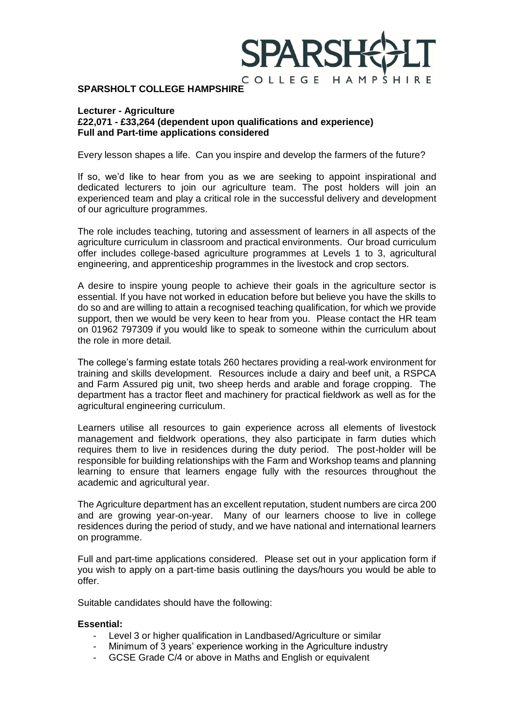# SPARSHOLT COLLEGE HAMPSHIRE

## Lecturer - Agriculture

**£22,071 - £33,264 (dependent upon qualifications and experience)**
**Full and Part-time applications considered**

Every lesson shapes a life. Can you inspire and develop the farmers of the future?

If so, we'd like to hear from you as we are seeking to appoint inspirational and dedicated lecturers to join our agriculture team. The post holders will join an experienced team and play a critical role in the successful delivery and development of our agriculture programmes.

The role includes teaching, tutoring and assessment of learners in all aspects of the agriculture curriculum in classroom and practical environments. Our broad curriculum offer includes college-based agriculture programmes at Levels 1 to 3, agricultural engineering, and apprenticeship programmes in the livestock and crop sectors.

A desire to inspire young people to achieve their goals in the agriculture sector is essential. If you have not worked in education before but believe you have the skills to do so and are willing to attain a recognised teaching qualification, for which we provide support, then we would be very keen to hear from you. Please contact the HR team on 01962 797309 if you would like to speak to someone within the curriculum about the role in more detail.

The college's farming estate totals 260 hectares providing a real-work environment for training and skills development. Resources include a dairy and beef unit, a RSPCA and Farm Assured pig unit, two sheep herds and arable and forage cropping. The department has a tractor fleet and machinery for practical fieldwork as well as for the agricultural engineering curriculum.

Learners utilise all resources to gain experience across all elements of livestock management and fieldwork operations, they also participate in farm duties which requires them to live in residences during the duty period. The post-holder will be responsible for building relationships with the Farm and Workshop teams and planning learning to ensure that learners engage fully with the resources throughout the academic and agricultural year.

The Agriculture department has an excellent reputation, student numbers are circa 200 and are growing year-on-year. Many of our learners choose to live in college residences during the period of study, and we have national and international learners on programme.

Full and part-time applications considered. Please set out in your application form if you wish to apply on a part-time basis outlining the days/hours you would be able to offer.

Suitable candidates should have the following:

**Essential:**

- Level 3 or higher qualification in Landbased/Agriculture or similar
- Minimum of 3 years' experience working in the Agriculture industry
- GCSE Grade C/4 or above in Maths and English or equivalent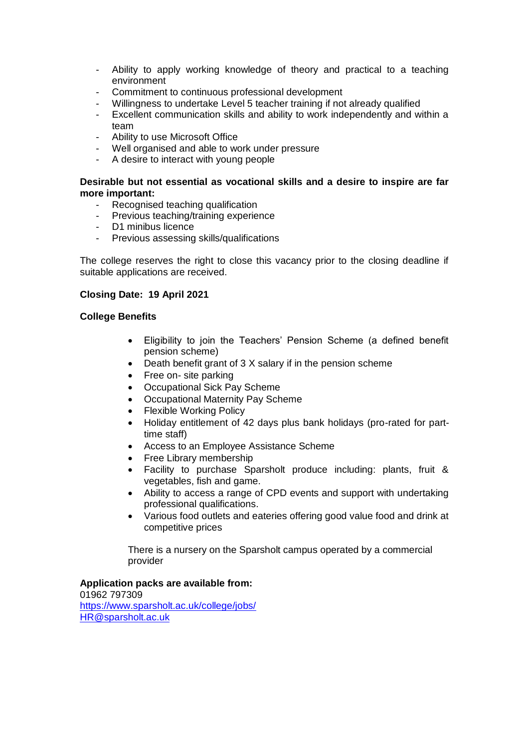- Ability to apply working knowledge of theory and practical to a teaching environment
- Commitment to continuous professional development
- Willingness to undertake Level 5 teacher training if not already qualified
- Excellent communication skills and ability to work independently and within a team
- Ability to use Microsoft Office
- Well organised and able to work under pressure
- A desire to interact with young people

**Desirable but not essential as vocational skills and a desire to inspire are far more important:**

- Recognised teaching qualification
- Previous teaching/training experience
- D1 minibus licence
- Previous assessing skills/qualifications

The college reserves the right to close this vacancy prior to the closing deadline if suitable applications are received.

**Closing Date: 19 April 2021**

**College Benefits**

- Eligibility to join the Teachers' Pension Scheme (a defined benefit pension scheme)
- Death benefit grant of 3 X salary if in the pension scheme
- Free on- site parking
- Occupational Sick Pay Scheme
- Occupational Maternity Pay Scheme
- Flexible Working Policy
- Holiday entitlement of 42 days plus bank holidays (pro-rated for part-time staff)
- Access to an Employee Assistance Scheme
- Free Library membership
- Facility to purchase Sparsholt produce including: plants, fruit & vegetables, fish and game.
- Ability to access a range of CPD events and support with undertaking professional qualifications.
- Various food outlets and eateries offering good value food and drink at competitive prices

There is a nursery on the Sparsholt campus operated by a commercial provider

**Application packs are available from:**
01962 797309
https://www.sparsholt.ac.uk/college/jobs/
HR@sparsholt.ac.uk